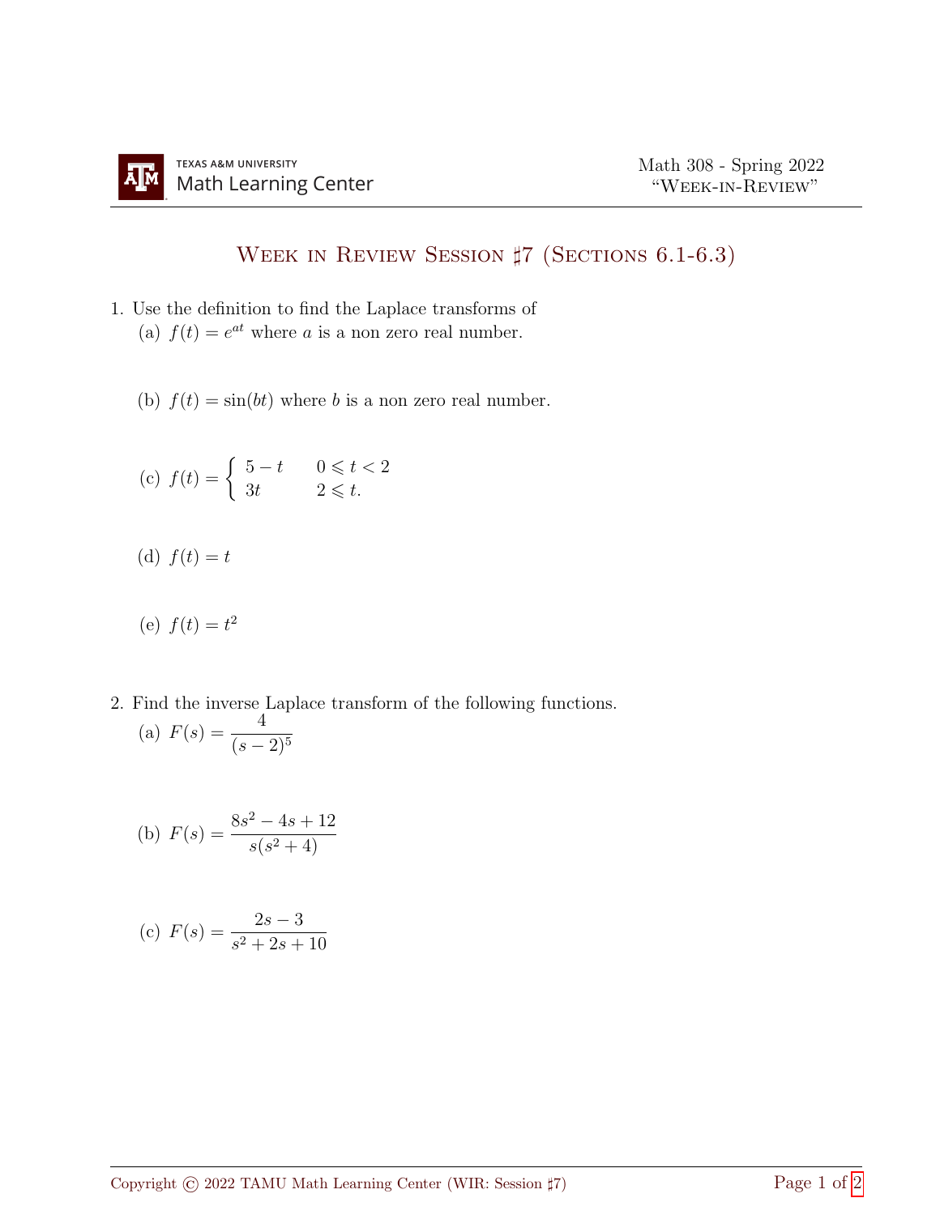# Week in Review Session ♯7 (Sections 6.1-6.3)

1. Use the definition to find the Laplace transforms of
   (a) $f(t) = e^{at}$ where $a$ is a non zero real number.

   (b) $f(t) = \sin(bt)$ where $b$ is a non zero real number.

   (c) $f(t) = \begin{cases} 5 - t & 0 \leqslant t < 2 \\ 3t & 2 \leqslant t. \end{cases}$

   (d) $f(t) = t$

   (e) $f(t) = t^2$

2. Find the inverse Laplace transform of the following functions.
   (a) $F(s) = \dfrac{4}{(s-2)^5}$

   (b) $F(s) = \dfrac{8s^2 - 4s + 12}{s(s^2+4)}$

   (c) $F(s) = \dfrac{2s-3}{s^2+2s+10}$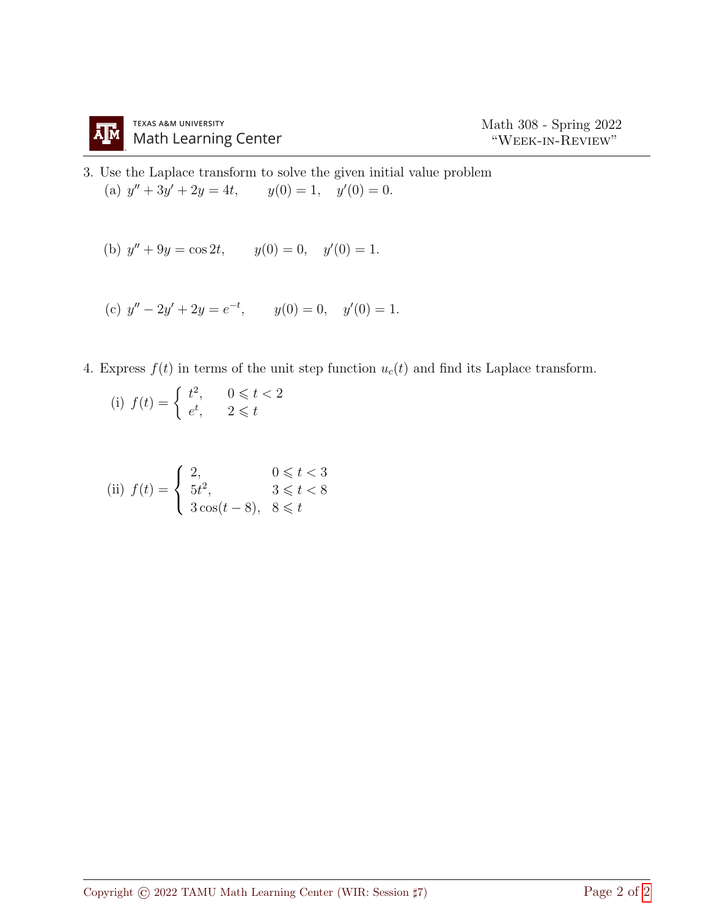3. Use the Laplace transform to solve the given initial value problem

   (a) $y'' + 3y' + 2y = 4t, \qquad y(0) = 1, \quad y'(0) = 0.$

   (b) $y'' + 9y = \cos 2t, \qquad y(0) = 0, \quad y'(0) = 1.$

   (c) $y'' - 2y' + 2y = e^{-t}, \qquad y(0) = 0, \quad y'(0) = 1.$

4. Express $f(t)$ in terms of the unit step function $u_c(t)$ and find its Laplace transform.

   (i) $f(t) = \begin{cases} t^2, & 0 \leqslant t < 2 \\ e^t, & 2 \leqslant t \end{cases}$

   (ii) $f(t) = \begin{cases} 2, & 0 \leqslant t < 3 \\ 5t^2, & 3 \leqslant t < 8 \\ 3\cos(t-8), & 8 \leqslant t \end{cases}$